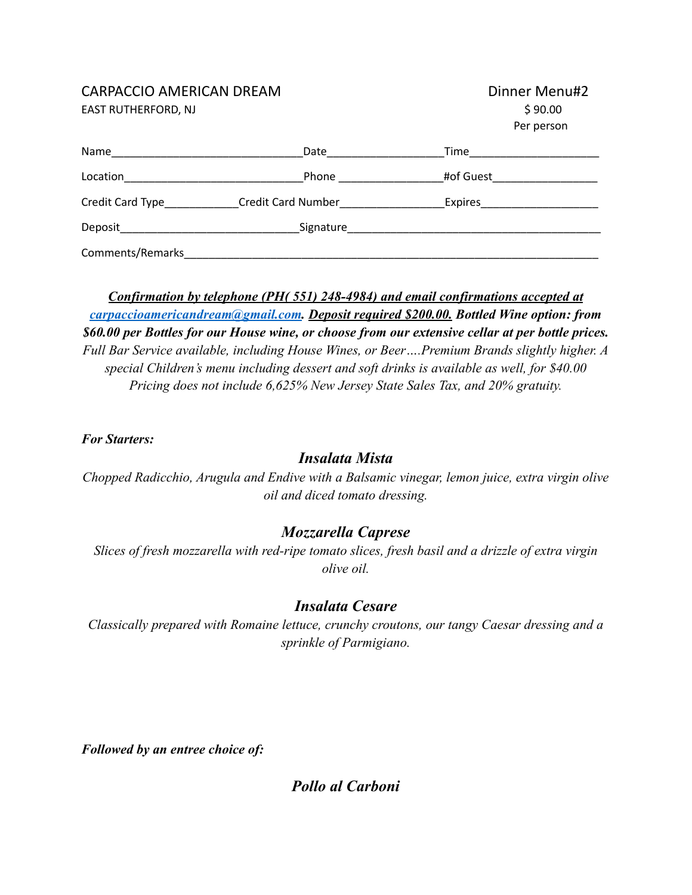CARPACCIO AMERICAN DREAM
EAST RUTHERFORD, NJ

Dinner Menu#2
$ 90.00
Per person

Name______________________________Date__________________Time____________________

Location____________________________Phone ________________#of Guest________________

Credit Card Type___________Credit Card Number________________Expires__________________

Deposit____________________________Signature________________________________________

Comments/Remarks__________________________________________________________________

***Confirmation by telephone (PH( 551) 248-4984) and email confirmations accepted at carpaccioamericandream@gmail.com. Deposit required $200.00. Bottled Wine option: from $60.00 per Bottles for our House wine, or choose from our extensive cellar at per bottle prices.***
*Full Bar Service available, including House Wines, or Beer….Premium Brands slightly higher. A special Children's menu including dessert and soft drinks is available as well, for $40.00 Pricing does not include 6,625% New Jersey State Sales Tax, and 20% gratuity.*

***For Starters:***

## *Insalata Mista*

*Chopped Radicchio, Arugula and Endive with a Balsamic vinegar, lemon juice, extra virgin olive oil and diced tomato dressing.*

## *Mozzarella Caprese*

*Slices of fresh mozzarella with red-ripe tomato slices, fresh basil and a drizzle of extra virgin olive oil.*

## *Insalata Cesare*

*Classically prepared with Romaine lettuce, crunchy croutons, our tangy Caesar dressing and a sprinkle of Parmigiano.*

***Followed by an entree choice of:***

## *Pollo al Carboni*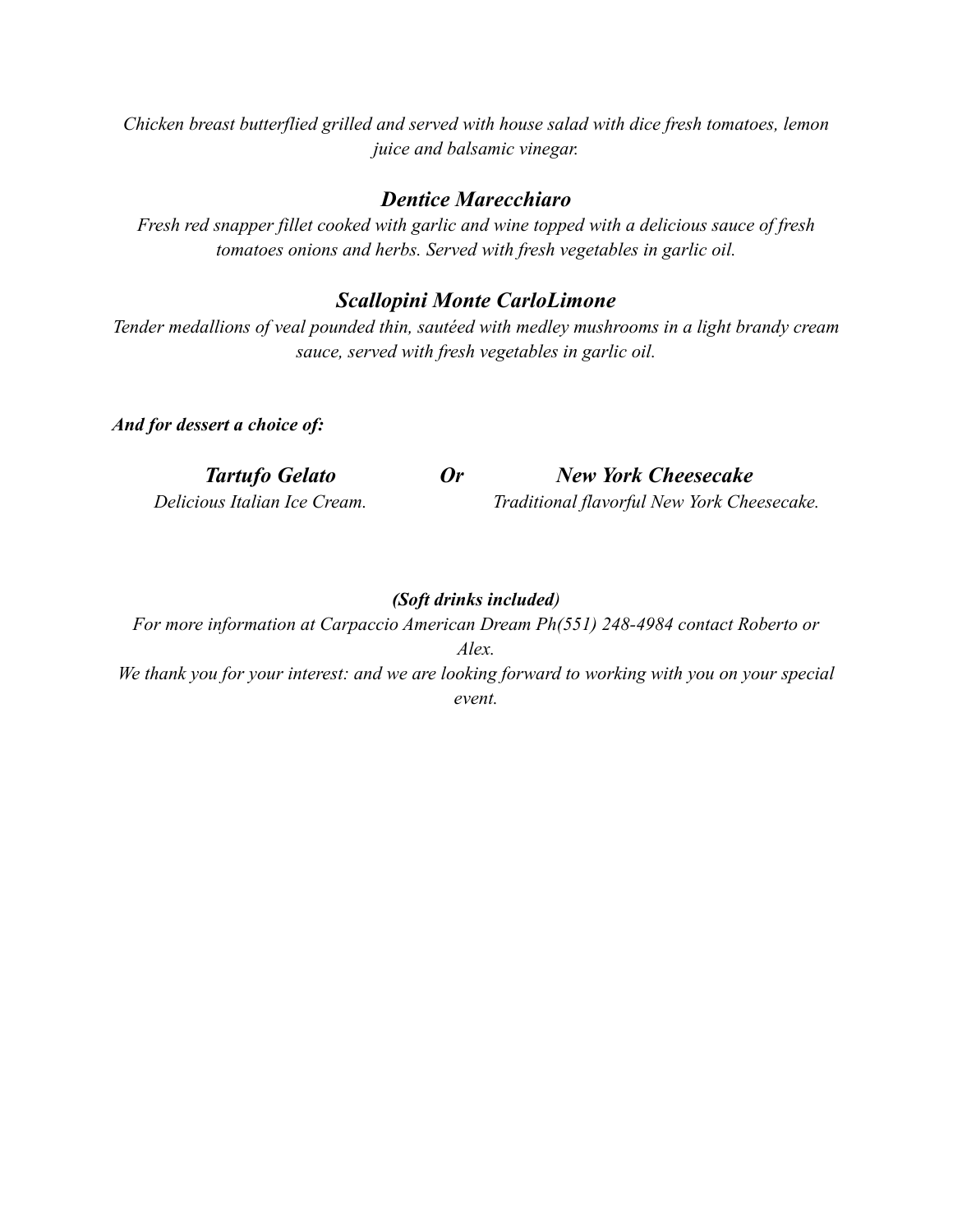*Chicken breast butterflied grilled and served with house salad with dice fresh tomatoes, lemon juice and balsamic vinegar.*

### *Dentice Marecchiaro*

*Fresh red snapper fillet cooked with garlic and wine topped with a delicious sauce of fresh tomatoes onions and herbs. Served with fresh vegetables in garlic oil.*

### *Scallopini Monte CarloLimone*

*Tender medallions of veal pounded thin, sautéed with medley mushrooms in a light brandy cream sauce, served with fresh vegetables in garlic oil.*

***And for dessert a choice of:***

***Tartufo Gelato*** *Or* ***New York Cheesecake***

*Delicious Italian Ice Cream.*

*Traditional flavorful New York Cheesecake.*

***(Soft drinks included)***

*For more information at Carpaccio American Dream Ph(551) 248-4984 contact Roberto or Alex.*

*We thank you for your interest: and we are looking forward to working with you on your special event.*